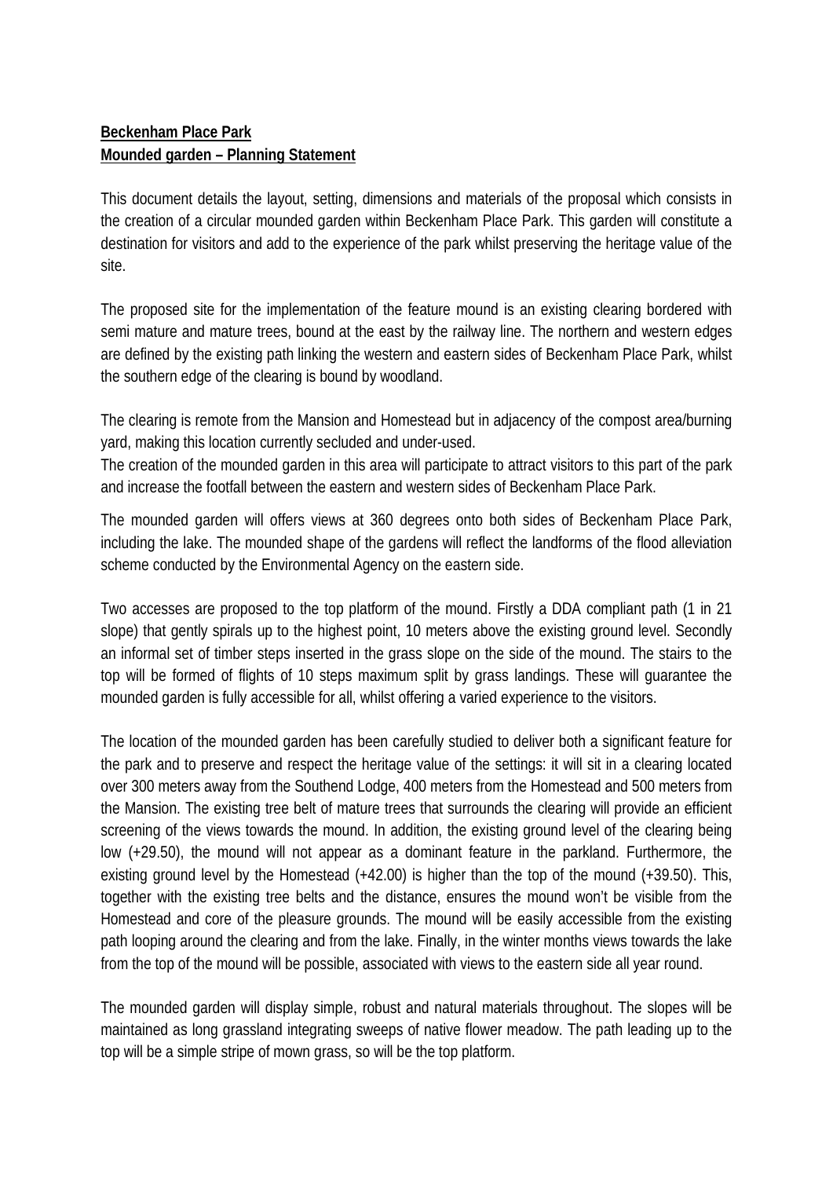**Beckenham Place Park**
**Mounded garden – Planning Statement**

This document details the layout, setting, dimensions and materials of the proposal which consists in the creation of a circular mounded garden within Beckenham Place Park. This garden will constitute a destination for visitors and add to the experience of the park whilst preserving the heritage value of the site.

The proposed site for the implementation of the feature mound is an existing clearing bordered with semi mature and mature trees, bound at the east by the railway line. The northern and western edges are defined by the existing path linking the western and eastern sides of Beckenham Place Park, whilst the southern edge of the clearing is bound by woodland.

The clearing is remote from the Mansion and Homestead but in adjacency of the compost area/burning yard, making this location currently secluded and under-used.
The creation of the mounded garden in this area will participate to attract visitors to this part of the park and increase the footfall between the eastern and western sides of Beckenham Place Park.

The mounded garden will offers views at 360 degrees onto both sides of Beckenham Place Park, including the lake. The mounded shape of the gardens will reflect the landforms of the flood alleviation scheme conducted by the Environmental Agency on the eastern side.

Two accesses are proposed to the top platform of the mound. Firstly a DDA compliant path (1 in 21 slope) that gently spirals up to the highest point, 10 meters above the existing ground level. Secondly an informal set of timber steps inserted in the grass slope on the side of the mound. The stairs to the top will be formed of flights of 10 steps maximum split by grass landings. These will guarantee the mounded garden is fully accessible for all, whilst offering a varied experience to the visitors.

The location of the mounded garden has been carefully studied to deliver both a significant feature for the park and to preserve and respect the heritage value of the settings: it will sit in a clearing located over 300 meters away from the Southend Lodge, 400 meters from the Homestead and 500 meters from the Mansion. The existing tree belt of mature trees that surrounds the clearing will provide an efficient screening of the views towards the mound. In addition, the existing ground level of the clearing being low (+29.50), the mound will not appear as a dominant feature in the parkland. Furthermore, the existing ground level by the Homestead (+42.00) is higher than the top of the mound (+39.50). This, together with the existing tree belts and the distance, ensures the mound won't be visible from the Homestead and core of the pleasure grounds. The mound will be easily accessible from the existing path looping around the clearing and from the lake. Finally, in the winter months views towards the lake from the top of the mound will be possible, associated with views to the eastern side all year round.

The mounded garden will display simple, robust and natural materials throughout. The slopes will be maintained as long grassland integrating sweeps of native flower meadow. The path leading up to the top will be a simple stripe of mown grass, so will be the top platform.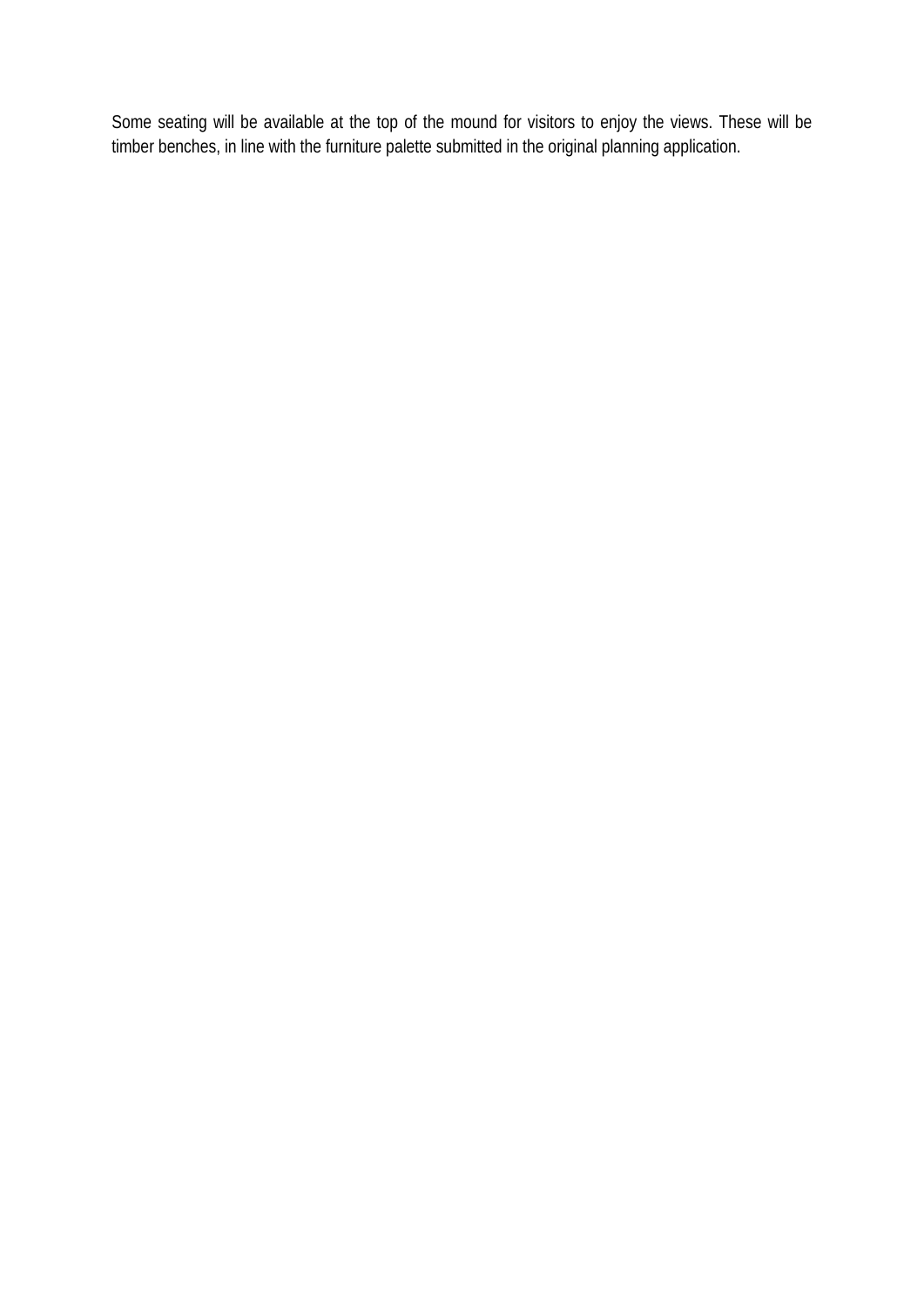Some seating will be available at the top of the mound for visitors to enjoy the views. These will be timber benches, in line with the furniture palette submitted in the original planning application.